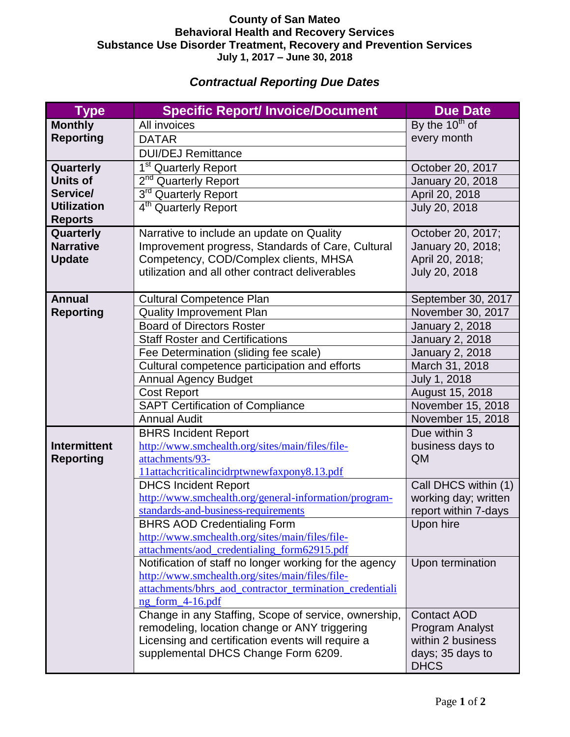**County of San Mateo**
**Behavioral Health and Recovery Services**
**Substance Use Disorder Treatment, Recovery and Prevention Services**
**July 1, 2017 – June 30, 2018**

## *Contractual Reporting Due Dates*

| Type | Specific Report/ Invoice/Document | Due Date |
|---|---|---|
| **Monthly Reporting** | All invoices | By the 10th of every month |
| | DATAR | |
| | DUI/DEJ Remittance | |
| **Quarterly Units of Service/ Utilization Reports** | 1st Quarterly Report | October 20, 2017 |
| | 2nd Quarterly Report | January 20, 2018 |
| | 3rd Quarterly Report | April 20, 2018 |
| | 4th Quarterly Report | July 20, 2018 |
| **Quarterly Narrative Update** | Narrative to include an update on Quality Improvement progress, Standards of Care, Cultural Competency, COD/Complex clients, MHSA utilization and all other contract deliverables | October 20, 2017; January 20, 2018; April 20, 2018; July 20, 2018 |
| **Annual Reporting** | Cultural Competence Plan | September 30, 2017 |
| | Quality Improvement Plan | November 30, 2017 |
| | Board of Directors Roster | January 2, 2018 |
| | Staff Roster and Certifications | January 2, 2018 |
| | Fee Determination (sliding fee scale) | January 2, 2018 |
| | Cultural competence participation and efforts | March 31, 2018 |
| | Annual Agency Budget | July 1, 2018 |
| | Cost Report | August 15, 2018 |
| | SAPT Certification of Compliance | November 15, 2018 |
| | Annual Audit | November 15, 2018 |
| **Intermittent Reporting** | BHRS Incident Report http://www.smchealth.org/sites/main/files/file-attachments/93-11attachcriticalincidrptwnewfaxpony8.13.pdf | Due within 3 business days to QM |
| | DHCS Incident Report http://www.smchealth.org/general-information/program-standards-and-business-requirements | Call DHCS within (1) working day; written report within 7-days |
| | BHRS AOD Credentialing Form http://www.smchealth.org/sites/main/files/file-attachments/aod_credentialing_form62915.pdf | Upon hire |
| | Notification of staff no longer working for the agency http://www.smchealth.org/sites/main/files/file-attachments/bhrs_aod_contractor_termination_credentialing_form_4-16.pdf | Upon termination |
| | Change in any Staffing, Scope of service, ownership, remodeling, location change or ANY triggering Licensing and certification events will require a supplemental DHCS Change Form 6209. | Contact AOD Program Analyst within 2 business days; 35 days to DHCS |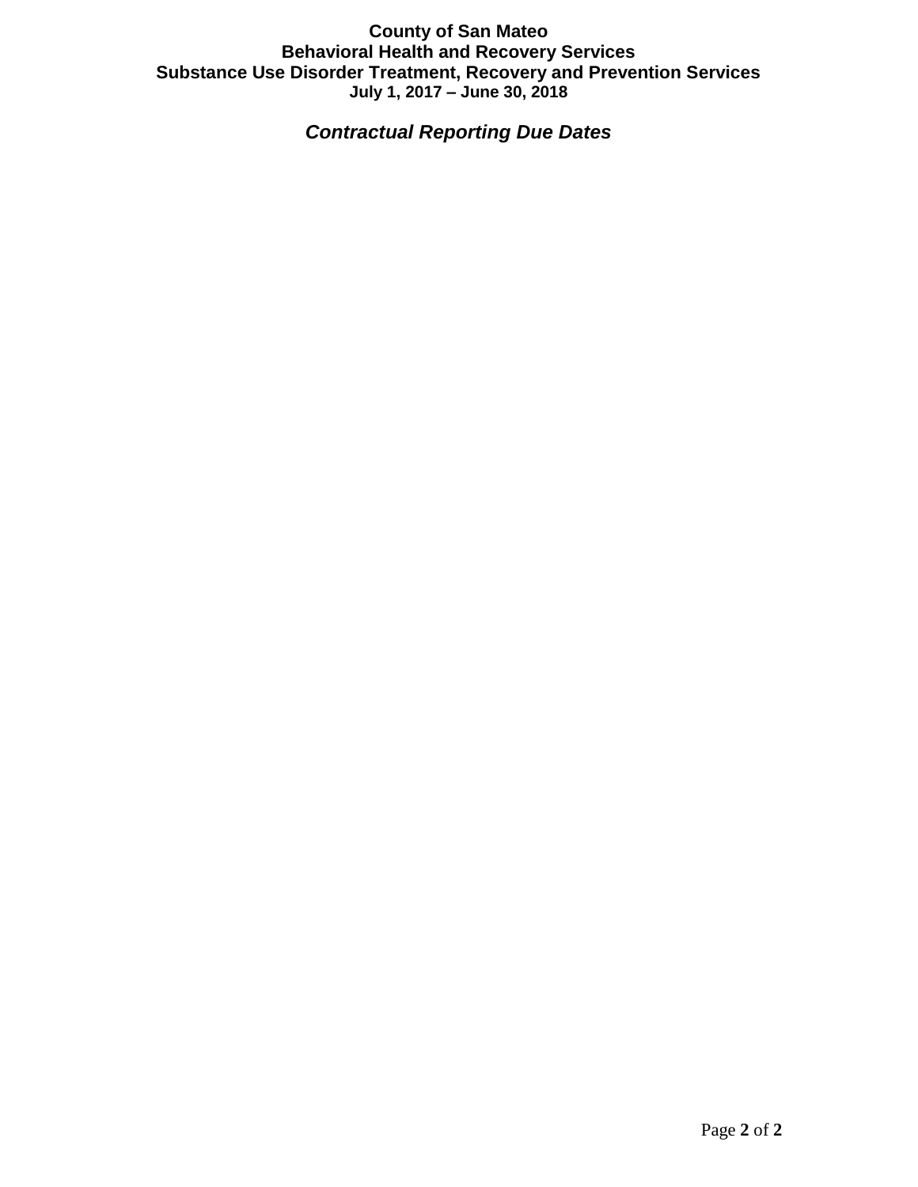**County of San Mateo**
**Behavioral Health and Recovery Services**
**Substance Use Disorder Treatment, Recovery and Prevention Services**
**July 1, 2017 – June 30, 2018**

***Contractual Reporting Due Dates***